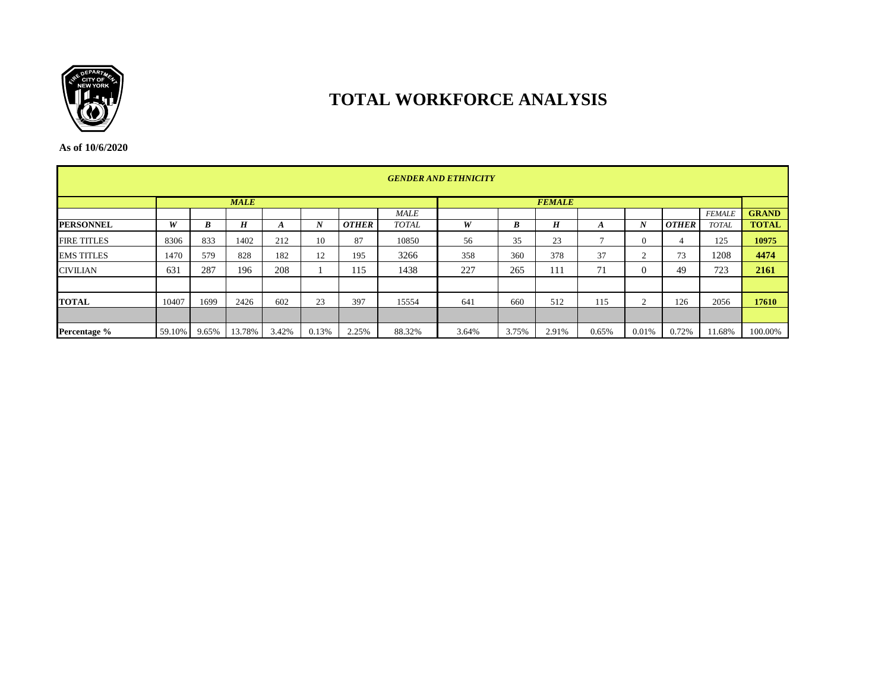# TOTAL WORKFORCE ANALYSIS

**As of 10/6/2020**

| *GENDER AND ETHNICITY* | | | | | | | | | | | | | | | |
|---|---|---|---|---|---|---|---|---|---|---|---|---|---|---|---|
| | ***MALE*** | | | | | | | ***FEMALE*** | | | | | | | |
| **PERSONNEL** | ***W*** | ***B*** | ***H*** | ***A*** | ***N*** | ***OTHER*** | *MALE TOTAL* | ***W*** | ***B*** | ***H*** | ***A*** | ***N*** | ***OTHER*** | *FEMALE TOTAL* | **GRAND TOTAL** |
| FIRE TITLES | 8306 | 833 | 1402 | 212 | 10 | 87 | 10850 | 56 | 35 | 23 | 7 | 0 | 4 | 125 | **10975** |
| EMS TITLES | 1470 | 579 | 828 | 182 | 12 | 195 | 3266 | 358 | 360 | 378 | 37 | 2 | 73 | 1208 | **4474** |
| CIVILIAN | 631 | 287 | 196 | 208 | 1 | 115 | 1438 | 227 | 265 | 111 | 71 | 0 | 49 | 723 | **2161** |
| | | | | | | | | | | | | | | | |
| **TOTAL** | 10407 | 1699 | 2426 | 602 | 23 | 397 | 15554 | 641 | 660 | 512 | 115 | 2 | 126 | 2056 | **17610** |
| | | | | | | | | | | | | | | | |
| **Percentage %** | 59.10% | 9.65% | 13.78% | 3.42% | 0.13% | 2.25% | 88.32% | 3.64% | 3.75% | 2.91% | 0.65% | 0.01% | 0.72% | 11.68% | 100.00% |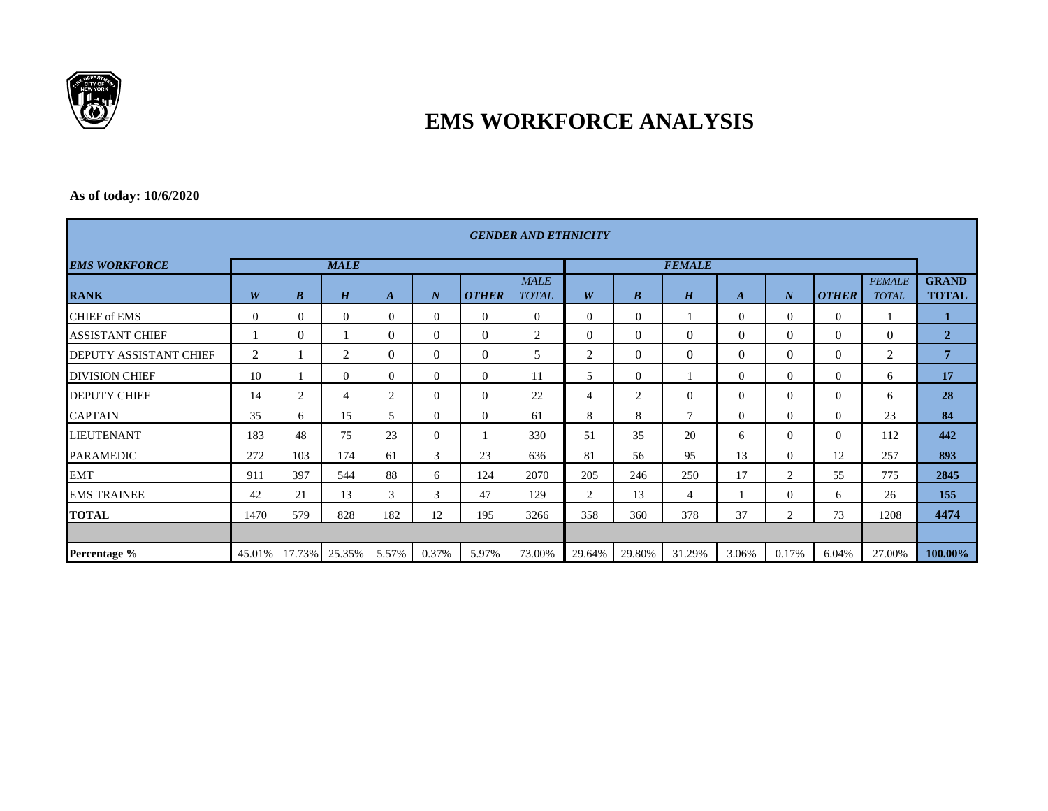# EMS WORKFORCE ANALYSIS

**As of today: 10/6/2020**

| *GENDER AND ETHNICITY* | | | | | | | | | | | | | | | |
|---|---|---|---|---|---|---|---|---|---|---|---|---|---|---|---|
| ***EMS WORKFORCE*** | ***MALE*** | | | | | | | ***FEMALE*** | | | | | | | |
| **RANK** | ***W*** | ***B*** | ***H*** | ***A*** | ***N*** | ***OTHER*** | *MALE TOTAL* | ***W*** | ***B*** | ***H*** | ***A*** | ***N*** | ***OTHER*** | *FEMALE TOTAL* | **GRAND TOTAL** |
| CHIEF of EMS | 0 | 0 | 0 | 0 | 0 | 0 | 0 | 0 | 0 | 1 | 0 | 0 | 0 | 1 | **1** |
| ASSISTANT CHIEF | 1 | 0 | 1 | 0 | 0 | 0 | 2 | 0 | 0 | 0 | 0 | 0 | 0 | 0 | **2** |
| DEPUTY ASSISTANT CHIEF | 2 | 1 | 2 | 0 | 0 | 0 | 5 | 2 | 0 | 0 | 0 | 0 | 0 | 2 | **7** |
| DIVISION CHIEF | 10 | 1 | 0 | 0 | 0 | 0 | 11 | 5 | 0 | 1 | 0 | 0 | 0 | 6 | **17** |
| DEPUTY CHIEF | 14 | 2 | 4 | 2 | 0 | 0 | 22 | 4 | 2 | 0 | 0 | 0 | 0 | 6 | **28** |
| CAPTAIN | 35 | 6 | 15 | 5 | 0 | 0 | 61 | 8 | 8 | 7 | 0 | 0 | 0 | 23 | **84** |
| LIEUTENANT | 183 | 48 | 75 | 23 | 0 | 1 | 330 | 51 | 35 | 20 | 6 | 0 | 0 | 112 | **442** |
| PARAMEDIC | 272 | 103 | 174 | 61 | 3 | 23 | 636 | 81 | 56 | 95 | 13 | 0 | 12 | 257 | **893** |
| EMT | 911 | 397 | 544 | 88 | 6 | 124 | 2070 | 205 | 246 | 250 | 17 | 2 | 55 | 775 | **2845** |
| EMS TRAINEE | 42 | 21 | 13 | 3 | 3 | 47 | 129 | 2 | 13 | 4 | 1 | 0 | 6 | 26 | **155** |
| **TOTAL** | 1470 | 579 | 828 | 182 | 12 | 195 | 3266 | 358 | 360 | 378 | 37 | 2 | 73 | 1208 | **4474** |
| | | | | | | | | | | | | | | | |
| **Percentage %** | 45.01% | 17.73% | 25.35% | 5.57% | 0.37% | 5.97% | 73.00% | 29.64% | 29.80% | 31.29% | 3.06% | 0.17% | 6.04% | 27.00% | **100.00%** |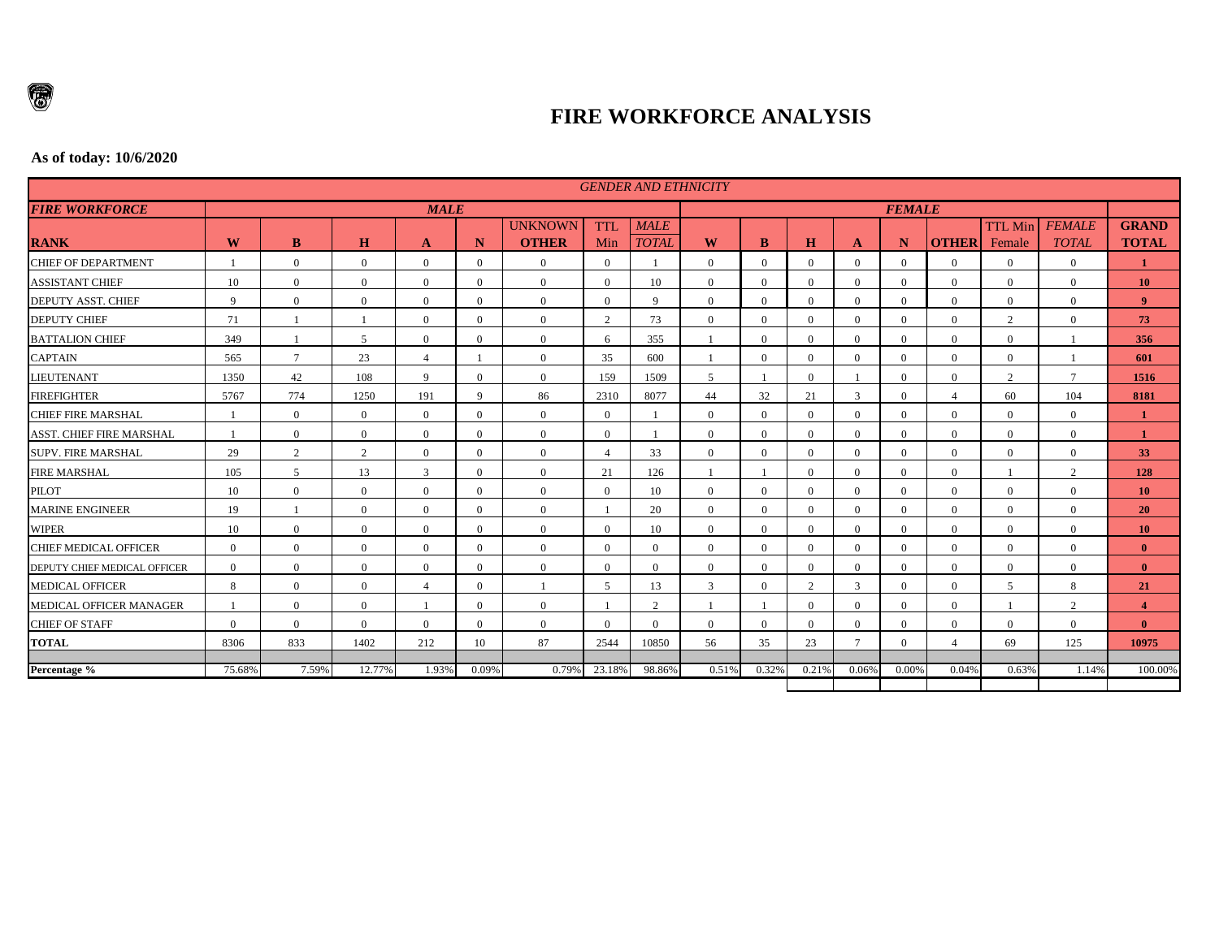# FIRE WORKFORCE ANALYSIS

**As of today: 10/6/2020**

| *GENDER AND ETHNICITY* | | | | | | | | | | | | | | | | | |
|---|---|---|---|---|---|---|---|---|---|---|---|---|---|---|---|---|---|
| ***FIRE WORKFORCE*** | ***MALE*** | | | | | | | | ***FEMALE*** | | | | | | | | |
| **RANK** | **W** | **B** | **H** | **A** | **N** | UNKNOWN **OTHER** | TTL Min | *MALE TOTAL* | **W** | **B** | **H** | **A** | **N** | **OTHER** | TTL Min Female | *FEMALE TOTAL* | **GRAND TOTAL** |
| CHIEF OF DEPARTMENT | 1 | 0 | 0 | 0 | 0 | 0 | 0 | 1 | 0 | 0 | 0 | 0 | 0 | 0 | 0 | 0 | **1** |
| ASSISTANT CHIEF | 10 | 0 | 0 | 0 | 0 | 0 | 0 | 10 | 0 | 0 | 0 | 0 | 0 | 0 | 0 | 0 | **10** |
| DEPUTY ASST. CHIEF | 9 | 0 | 0 | 0 | 0 | 0 | 0 | 9 | 0 | 0 | 0 | 0 | 0 | 0 | 0 | 0 | **9** |
| DEPUTY CHIEF | 71 | 1 | 1 | 0 | 0 | 0 | 2 | 73 | 0 | 0 | 0 | 0 | 0 | 0 | 2 | 0 | **73** |
| BATTALION CHIEF | 349 | 1 | 5 | 0 | 0 | 0 | 6 | 355 | 1 | 0 | 0 | 0 | 0 | 0 | 0 | 1 | **356** |
| CAPTAIN | 565 | 7 | 23 | 4 | 1 | 0 | 35 | 600 | 1 | 0 | 0 | 0 | 0 | 0 | 0 | 1 | **601** |
| LIEUTENANT | 1350 | 42 | 108 | 9 | 0 | 0 | 159 | 1509 | 5 | 1 | 0 | 1 | 0 | 0 | 2 | 7 | **1516** |
| FIREFIGHTER | 5767 | 774 | 1250 | 191 | 9 | 86 | 2310 | 8077 | 44 | 32 | 21 | 3 | 0 | 4 | 60 | 104 | **8181** |
| CHIEF FIRE MARSHAL | 1 | 0 | 0 | 0 | 0 | 0 | 0 | 1 | 0 | 0 | 0 | 0 | 0 | 0 | 0 | 0 | **1** |
| ASST. CHIEF FIRE MARSHAL | 1 | 0 | 0 | 0 | 0 | 0 | 0 | 1 | 0 | 0 | 0 | 0 | 0 | 0 | 0 | 0 | **1** |
| SUPV. FIRE MARSHAL | 29 | 2 | 2 | 0 | 0 | 0 | 4 | 33 | 0 | 0 | 0 | 0 | 0 | 0 | 0 | 0 | **33** |
| FIRE MARSHAL | 105 | 5 | 13 | 3 | 0 | 0 | 21 | 126 | 1 | 1 | 0 | 0 | 0 | 0 | 1 | 2 | **128** |
| PILOT | 10 | 0 | 0 | 0 | 0 | 0 | 0 | 10 | 0 | 0 | 0 | 0 | 0 | 0 | 0 | 0 | **10** |
| MARINE ENGINEER | 19 | 1 | 0 | 0 | 0 | 0 | 1 | 20 | 0 | 0 | 0 | 0 | 0 | 0 | 0 | 0 | **20** |
| WIPER | 10 | 0 | 0 | 0 | 0 | 0 | 0 | 10 | 0 | 0 | 0 | 0 | 0 | 0 | 0 | 0 | **10** |
| CHIEF MEDICAL OFFICER | 0 | 0 | 0 | 0 | 0 | 0 | 0 | 0 | 0 | 0 | 0 | 0 | 0 | 0 | 0 | 0 | **0** |
| DEPUTY CHIEF MEDICAL OFFICER | 0 | 0 | 0 | 0 | 0 | 0 | 0 | 0 | 0 | 0 | 0 | 0 | 0 | 0 | 0 | 0 | **0** |
| MEDICAL OFFICER | 8 | 0 | 0 | 4 | 0 | 1 | 5 | 13 | 3 | 0 | 2 | 3 | 0 | 0 | 5 | 8 | **21** |
| MEDICAL OFFICER MANAGER | 1 | 0 | 0 | 1 | 0 | 0 | 1 | 2 | 1 | 1 | 0 | 0 | 0 | 0 | 1 | 2 | **4** |
| CHIEF OF STAFF | 0 | 0 | 0 | 0 | 0 | 0 | 0 | 0 | 0 | 0 | 0 | 0 | 0 | 0 | 0 | 0 | **0** |
| **TOTAL** | 8306 | 833 | 1402 | 212 | 10 | 87 | 2544 | 10850 | 56 | 35 | 23 | 7 | 0 | 4 | 69 | 125 | **10975** |
| **Percentage %** | 75.68% | 7.59% | 12.77% | 1.93% | 0.09% | 0.79% | 23.18% | 98.86% | 0.51% | 0.32% | 0.21% | 0.06% | 0.00% | 0.04% | 0.63% | 1.14% | 100.00% |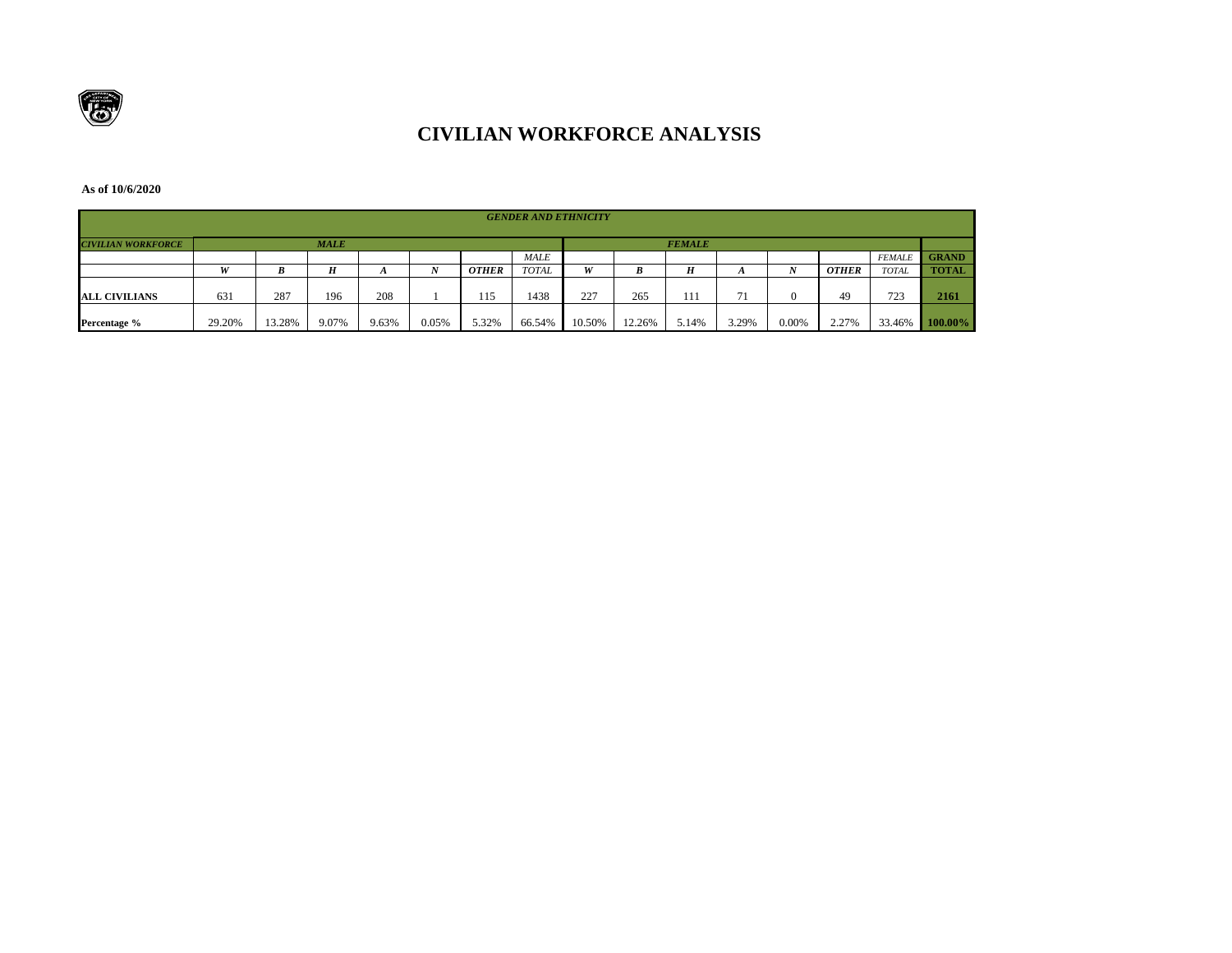# CIVILIAN WORKFORCE ANALYSIS

**As of 10/6/2020**

| | | | | | | | | | | | | | | | |
|---|---|---|---|---|---|---|---|---|---|---|---|---|---|---|---|
| ***GENDER AND ETHNICITY*** | | | | | | | | | | | | | | | |
| ***CIVILIAN WORKFORCE*** | ***MALE*** | | | | | | | ***FEMALE*** | | | | | | | |
| | | | | | | | *MALE* | | | | | | | *FEMALE* | **GRAND** |
| | ***W*** | ***B*** | ***H*** | ***A*** | ***N*** | ***OTHER*** | *TOTAL* | ***W*** | ***B*** | ***H*** | ***A*** | ***N*** | ***OTHER*** | *TOTAL* | **TOTAL** |
| **ALL CIVILIANS** | 631 | 287 | 196 | 208 | 1 | 115 | 1438 | 227 | 265 | 111 | 71 | 0 | 49 | 723 | **2161** |
| **Percentage %** | 29.20% | 13.28% | 9.07% | 9.63% | 0.05% | 5.32% | 66.54% | 10.50% | 12.26% | 5.14% | 3.29% | 0.00% | 2.27% | 33.46% | **100.00%** |